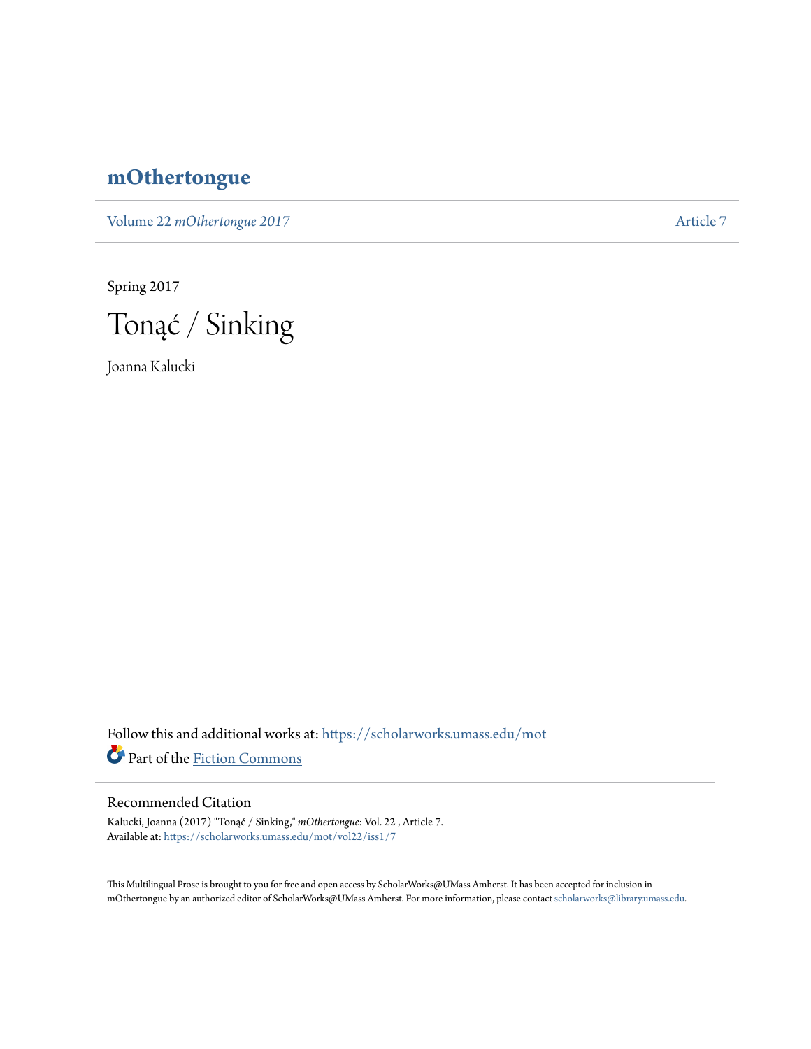# mOthertongue

Volume 22 *mOthertongue 2017* Article 7

Spring 2017

## Tonąć / Sinking

Joanna Kalucki

Follow this and additional works at: https://scholarworks.umass.edu/mot

Part of the Fiction Commons

### Recommended Citation

Kalucki, Joanna (2017) "Tonąć / Sinking," *mOthertongue*: Vol. 22 , Article 7.
Available at: https://scholarworks.umass.edu/mot/vol22/iss1/7

This Multilingual Prose is brought to you for free and open access by ScholarWorks@UMass Amherst. It has been accepted for inclusion in mOthertongue by an authorized editor of ScholarWorks@UMass Amherst. For more information, please contact scholarworks@library.umass.edu.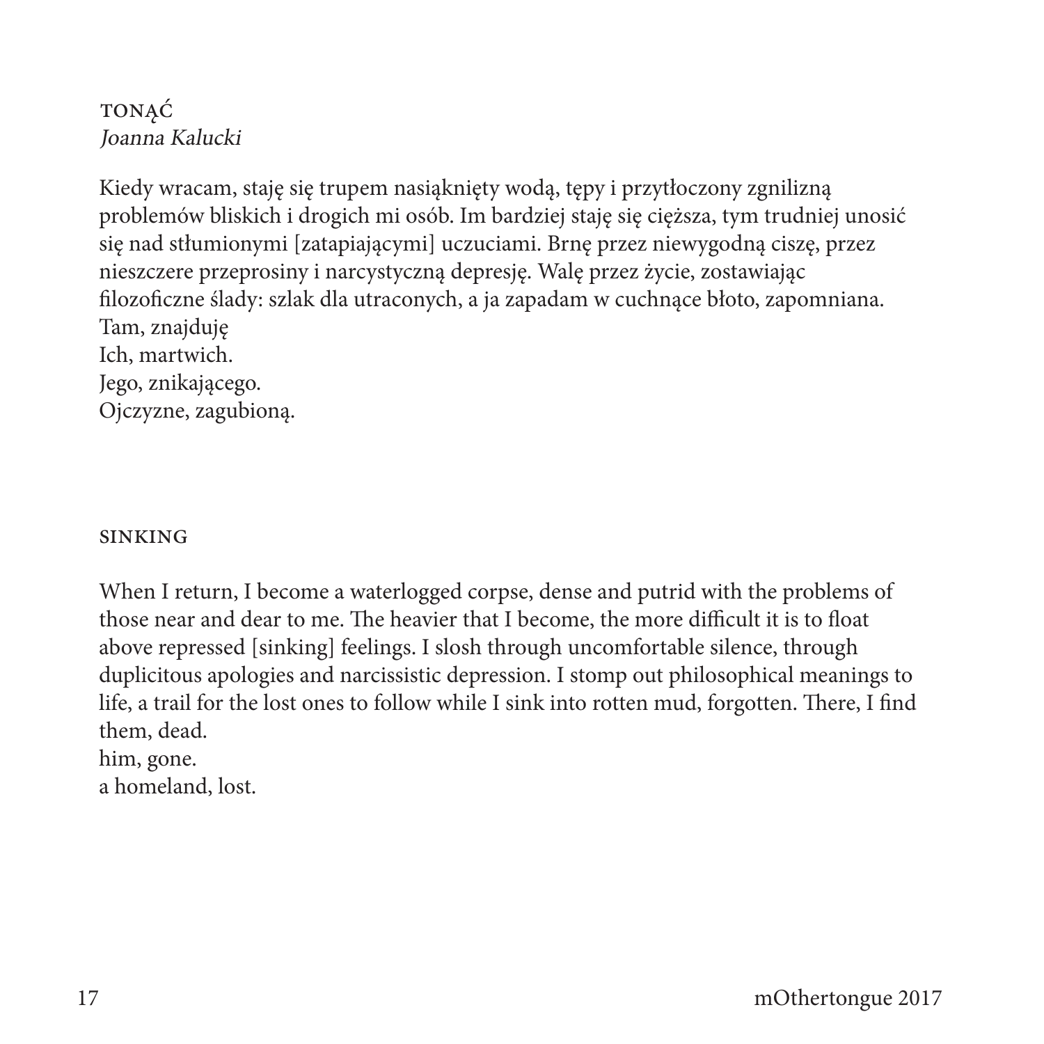## TONĄĆ

*Joanna Kalucki*

Kiedy wracam, staję się trupem nasiąknięty wodą, tępy i przytłoczony zgnilizną problemów bliskich i drogich mi osób. Im bardziej staję się cięższa, tym trudniej unosić się nad stłumionymi [zatapiającymi] uczuciami. Brnę przez niewygodną ciszę, przez nieszczere przeprosiny i narcystyczną depresję. Walę przez życie, zostawiając filozoficzne ślady: szlak dla utraconych, a ja zapadam w cuchnące błoto, zapomniana.
Tam, znajduję
Ich, martwich.
Jego, znikającego.
Ojczyzne, zagubioną.

## SINKING

When I return, I become a waterlogged corpse, dense and putrid with the problems of those near and dear to me. The heavier that I become, the more difficult it is to float above repressed [sinking] feelings. I slosh through uncomfortable silence, through duplicitous apologies and narcissistic depression. I stomp out philosophical meanings to life, a trail for the lost ones to follow while I sink into rotten mud, forgotten. There, I find them, dead.
him, gone.
a homeland, lost.